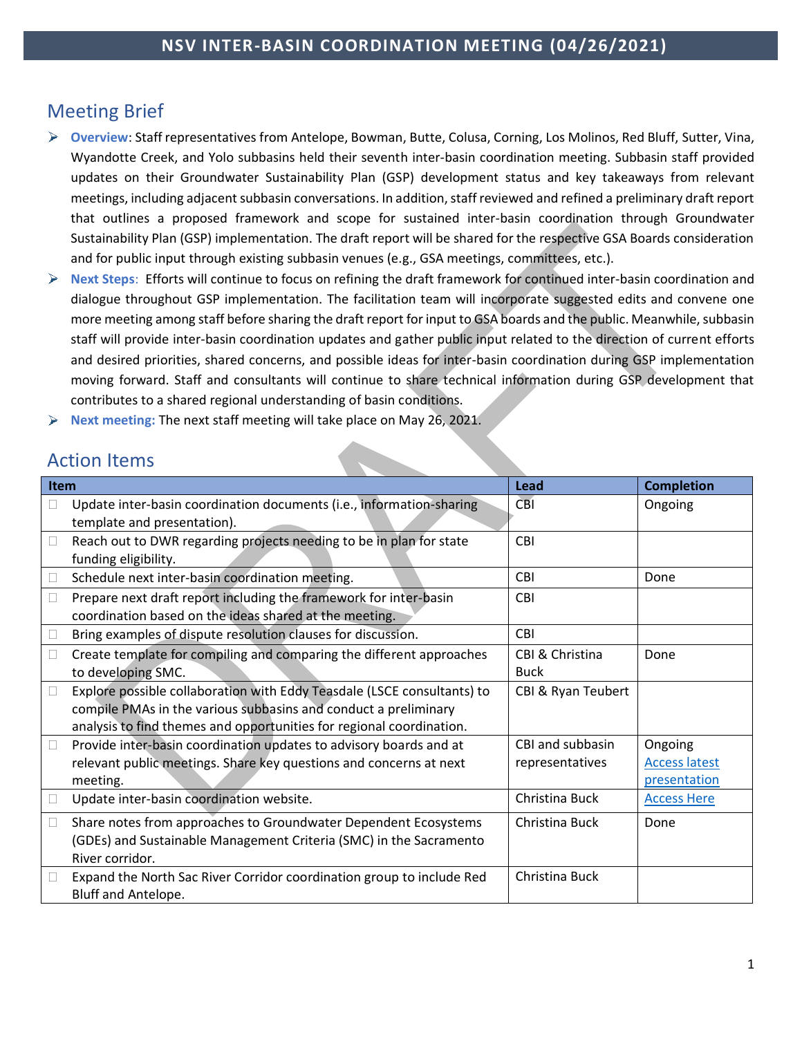# NSV INTER-BASIN COORDINATION MEETING (04/26/2021)

## Meeting Brief

- **Overview**: Staff representatives from Antelope, Bowman, Butte, Colusa, Corning, Los Molinos, Red Bluff, Sutter, Vina, Wyandotte Creek, and Yolo subbasins held their seventh inter-basin coordination meeting. Subbasin staff provided updates on their Groundwater Sustainability Plan (GSP) development status and key takeaways from relevant meetings, including adjacent subbasin conversations. In addition, staff reviewed and refined a preliminary draft report that outlines a proposed framework and scope for sustained inter-basin coordination through Groundwater Sustainability Plan (GSP) implementation. The draft report will be shared for the respective GSA Boards consideration and for public input through existing subbasin venues (e.g., GSA meetings, committees, etc.).
- **Next Steps**: Efforts will continue to focus on refining the draft framework for continued inter-basin coordination and dialogue throughout GSP implementation. The facilitation team will incorporate suggested edits and convene one more meeting among staff before sharing the draft report for input to GSA boards and the public. Meanwhile, subbasin staff will provide inter-basin coordination updates and gather public input related to the direction of current efforts and desired priorities, shared concerns, and possible ideas for inter-basin coordination during GSP implementation moving forward. Staff and consultants will continue to share technical information during GSP development that contributes to a shared regional understanding of basin conditions.
- **Next meeting:** The next staff meeting will take place on May 26, 2021.

## Action Items

| Item | Lead | Completion |
|---|---|---|
| ☐ Update inter-basin coordination documents (i.e., information-sharing template and presentation). | CBI | Ongoing |
| ☐ Reach out to DWR regarding projects needing to be in plan for state funding eligibility. | CBI | |
| ☐ Schedule next inter-basin coordination meeting. | CBI | Done |
| ☐ Prepare next draft report including the framework for inter-basin coordination based on the ideas shared at the meeting. | CBI | |
| ☐ Bring examples of dispute resolution clauses for discussion. | CBI | |
| ☐ Create template for compiling and comparing the different approaches to developing SMC. | CBI & Christina Buck | Done |
| ☐ Explore possible collaboration with Eddy Teasdale (LSCE consultants) to compile PMAs in the various subbasins and conduct a preliminary analysis to find themes and opportunities for regional coordination. | CBI & Ryan Teubert | |
| ☐ Provide inter-basin coordination updates to advisory boards and at relevant public meetings. Share key questions and concerns at next meeting. | CBI and subbasin representatives | Ongoing [Access latest presentation] |
| ☐ Update inter-basin coordination website. | Christina Buck | [Access Here] |
| ☐ Share notes from approaches to Groundwater Dependent Ecosystems (GDEs) and Sustainable Management Criteria (SMC) in the Sacramento River corridor. | Christina Buck | Done |
| ☐ Expand the North Sac River Corridor coordination group to include Red Bluff and Antelope. | Christina Buck | |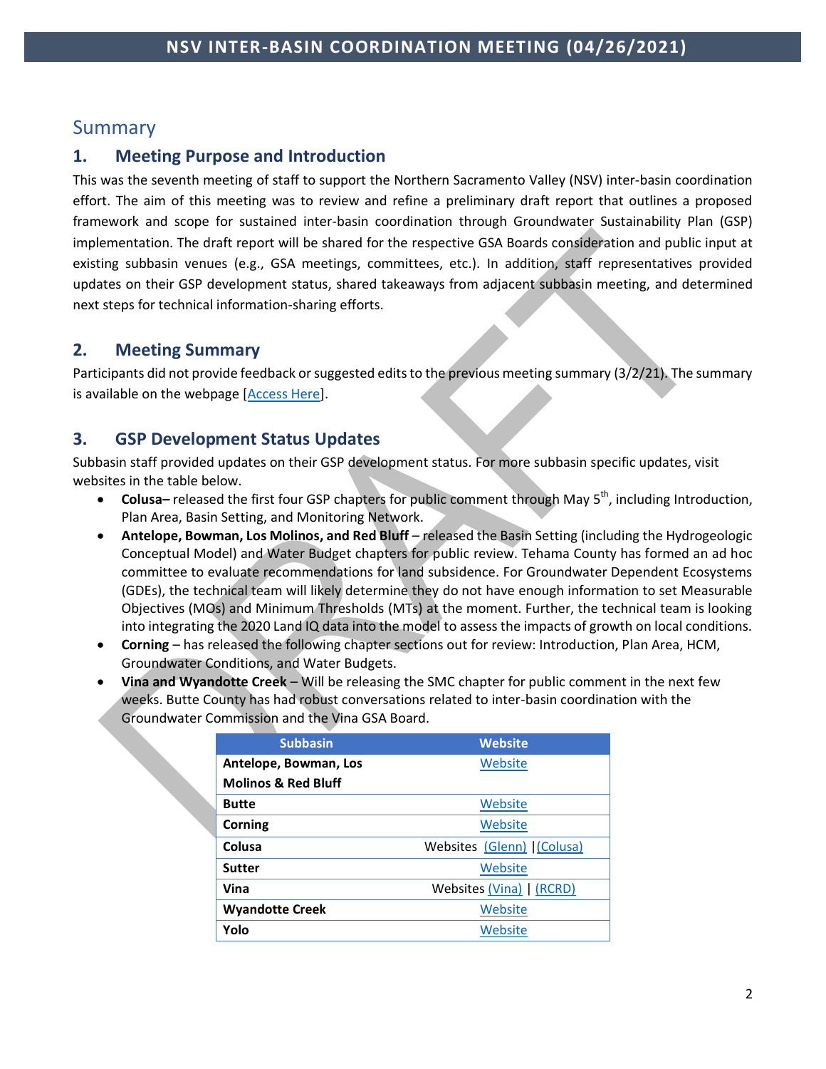## Summary

### 1. Meeting Purpose and Introduction

This was the seventh meeting of staff to support the Northern Sacramento Valley (NSV) inter-basin coordination effort. The aim of this meeting was to review and refine a preliminary draft report that outlines a proposed framework and scope for sustained inter-basin coordination through Groundwater Sustainability Plan (GSP) implementation. The draft report will be shared for the respective GSA Boards consideration and public input at existing subbasin venues (e.g., GSA meetings, committees, etc.). In addition, staff representatives provided updates on their GSP development status, shared takeaways from adjacent subbasin meeting, and determined next steps for technical information-sharing efforts.

### 2. Meeting Summary

Participants did not provide feedback or suggested edits to the previous meeting summary (3/2/21). The summary is available on the webpage [Access Here].

### 3. GSP Development Status Updates

Subbasin staff provided updates on their GSP development status. For more subbasin specific updates, visit websites in the table below.

- **Colusa–** released the first four GSP chapters for public comment through May 5th, including Introduction, Plan Area, Basin Setting, and Monitoring Network.
- **Antelope, Bowman, Los Molinos, and Red Bluff** – released the Basin Setting (including the Hydrogeologic Conceptual Model) and Water Budget chapters for public review. Tehama County has formed an ad hoc committee to evaluate recommendations for land subsidence. For Groundwater Dependent Ecosystems (GDEs), the technical team will likely determine they do not have enough information to set Measurable Objectives (MOs) and Minimum Thresholds (MTs) at the moment. Further, the technical team is looking into integrating the 2020 Land IQ data into the model to assess the impacts of growth on local conditions.
- **Corning** – has released the following chapter sections out for review: Introduction, Plan Area, HCM, Groundwater Conditions, and Water Budgets.
- **Vina and Wyandotte Creek** – Will be releasing the SMC chapter for public comment in the next few weeks. Butte County has had robust conversations related to inter-basin coordination with the Groundwater Commission and the Vina GSA Board.

| Subbasin | Website |
|---|---|
| **Antelope, Bowman, Los Molinos & Red Bluff** | Website |
| **Butte** | Website |
| **Corning** | Website |
| **Colusa** | Websites (Glenn) \|(Colusa) |
| **Sutter** | Website |
| **Vina** | Websites (Vina) \| (RCRD) |
| **Wyandotte Creek** | Website |
| **Yolo** | Website |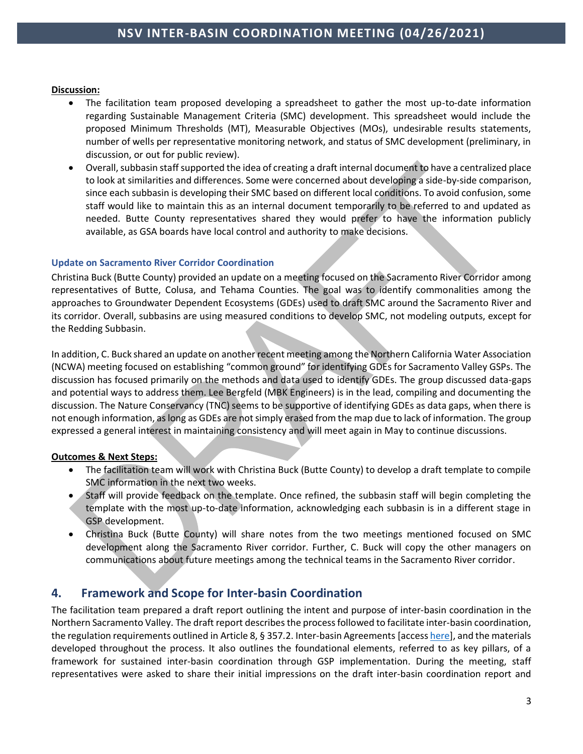**Discussion:**

- The facilitation team proposed developing a spreadsheet to gather the most up-to-date information regarding Sustainable Management Criteria (SMC) development. This spreadsheet would include the proposed Minimum Thresholds (MT), Measurable Objectives (MOs), undesirable results statements, number of wells per representative monitoring network, and status of SMC development (preliminary, in discussion, or out for public review).
- Overall, subbasin staff supported the idea of creating a draft internal document to have a centralized place to look at similarities and differences. Some were concerned about developing a side-by-side comparison, since each subbasin is developing their SMC based on different local conditions. To avoid confusion, some staff would like to maintain this as an internal document temporarily to be referred to and updated as needed. Butte County representatives shared they would prefer to have the information publicly available, as GSA boards have local control and authority to make decisions.

### Update on Sacramento River Corridor Coordination

Christina Buck (Butte County) provided an update on a meeting focused on the Sacramento River Corridor among representatives of Butte, Colusa, and Tehama Counties. The goal was to identify commonalities among the approaches to Groundwater Dependent Ecosystems (GDEs) used to draft SMC around the Sacramento River and its corridor. Overall, subbasins are using measured conditions to develop SMC, not modeling outputs, except for the Redding Subbasin.

In addition, C. Buck shared an update on another recent meeting among the Northern California Water Association (NCWA) meeting focused on establishing "common ground" for identifying GDEs for Sacramento Valley GSPs. The discussion has focused primarily on the methods and data used to identify GDEs. The group discussed data-gaps and potential ways to address them. Lee Bergfeld (MBK Engineers) is in the lead, compiling and documenting the discussion. The Nature Conservancy (TNC) seems to be supportive of identifying GDEs as data gaps, when there is not enough information, as long as GDEs are not simply erased from the map due to lack of information. The group expressed a general interest in maintaining consistency and will meet again in May to continue discussions.

**Outcomes & Next Steps:**

- The facilitation team will work with Christina Buck (Butte County) to develop a draft template to compile SMC information in the next two weeks.
- Staff will provide feedback on the template. Once refined, the subbasin staff will begin completing the template with the most up-to-date information, acknowledging each subbasin is in a different stage in GSP development.
- Christina Buck (Butte County) will share notes from the two meetings mentioned focused on SMC development along the Sacramento River corridor. Further, C. Buck will copy the other managers on communications about future meetings among the technical teams in the Sacramento River corridor.

## 4. Framework and Scope for Inter-basin Coordination

The facilitation team prepared a draft report outlining the intent and purpose of inter-basin coordination in the Northern Sacramento Valley. The draft report describes the process followed to facilitate inter-basin coordination, the regulation requirements outlined in Article 8, § 357.2. Inter-basin Agreements [access here], and the materials developed throughout the process. It also outlines the foundational elements, referred to as key pillars, of a framework for sustained inter-basin coordination through GSP implementation. During the meeting, staff representatives were asked to share their initial impressions on the draft inter-basin coordination report and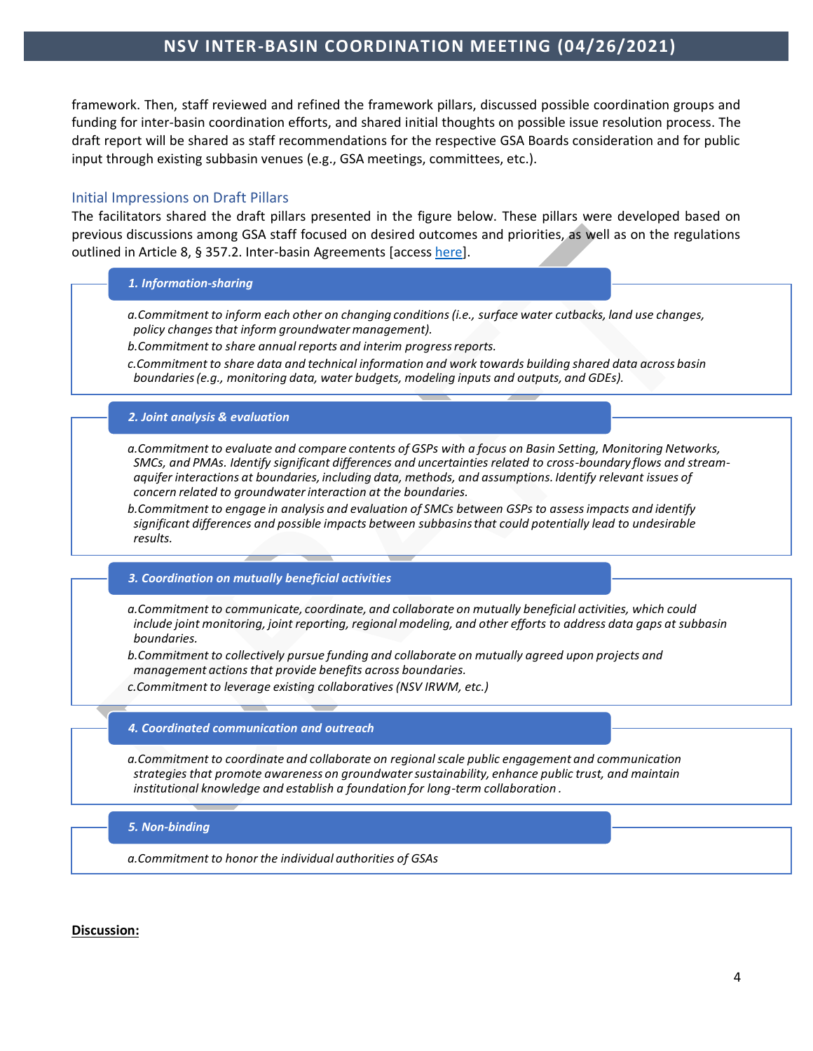framework. Then, staff reviewed and refined the framework pillars, discussed possible coordination groups and funding for inter-basin coordination efforts, and shared initial thoughts on possible issue resolution process. The draft report will be shared as staff recommendations for the respective GSA Boards consideration and for public input through existing subbasin venues (e.g., GSA meetings, committees, etc.).

### Initial Impressions on Draft Pillars

The facilitators shared the draft pillars presented in the figure below. These pillars were developed based on previous discussions among GSA staff focused on desired outcomes and priorities, as well as on the regulations outlined in Article 8, § 357.2. Inter-basin Agreements [access here].

**1. Information-sharing**

- *a. Commitment to inform each other on changing conditions (i.e., surface water cutbacks, land use changes, policy changes that inform groundwater management).*
- *b. Commitment to share annual reports and interim progress reports.*
- *c. Commitment to share data and technical information and work towards building shared data across basin boundaries (e.g., monitoring data, water budgets, modeling inputs and outputs, and GDEs).*

**2. Joint analysis & evaluation**

- *a. Commitment to evaluate and compare contents of GSPs with a focus on Basin Setting, Monitoring Networks, SMCs, and PMAs. Identify significant differences and uncertainties related to cross-boundary flows and stream-aquifer interactions at boundaries, including data, methods, and assumptions. Identify relevant issues of concern related to groundwater interaction at the boundaries.*
- *b. Commitment to engage in analysis and evaluation of SMCs between GSPs to assess impacts and identify significant differences and possible impacts between subbasins that could potentially lead to undesirable results.*

**3. Coordination on mutually beneficial activities**

- *a. Commitment to communicate, coordinate, and collaborate on mutually beneficial activities, which could include joint monitoring, joint reporting, regional modeling, and other efforts to address data gaps at subbasin boundaries.*
- *b. Commitment to collectively pursue funding and collaborate on mutually agreed upon projects and management actions that provide benefits across boundaries.*
- *c. Commitment to leverage existing collaboratives (NSV IRWM, etc.)*

**4. Coordinated communication and outreach**

- *a. Commitment to coordinate and collaborate on regional scale public engagement and communication strategies that promote awareness on groundwater sustainability, enhance public trust, and maintain institutional knowledge and establish a foundation for long-term collaboration .*

**5. Non-binding**

- *a. Commitment to honor the individual authorities of GSAs*

**Discussion:**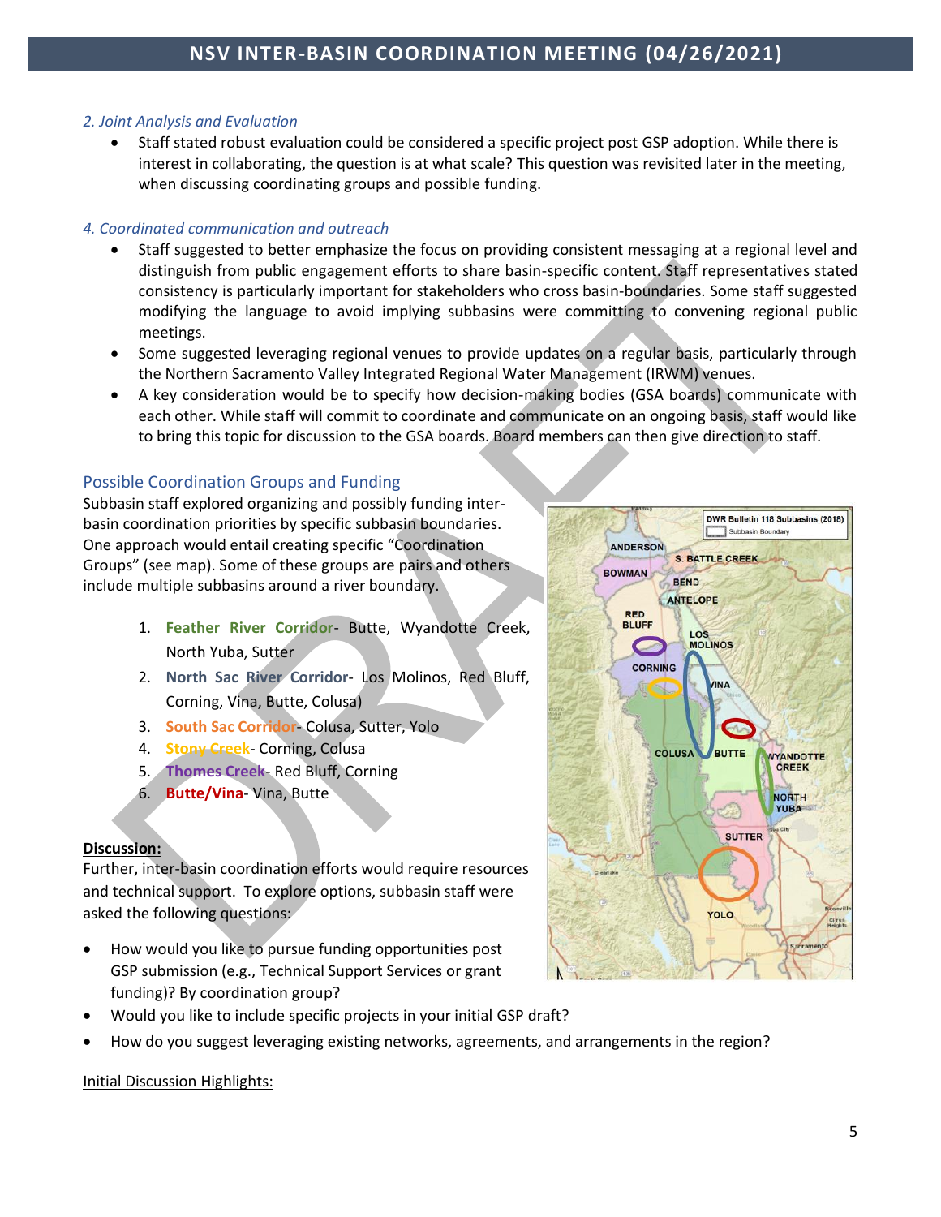### *2. Joint Analysis and Evaluation*

- Staff stated robust evaluation could be considered a specific project post GSP adoption. While there is interest in collaborating, the question is at what scale? This question was revisited later in the meeting, when discussing coordinating groups and possible funding.

### *4. Coordinated communication and outreach*

- Staff suggested to better emphasize the focus on providing consistent messaging at a regional level and distinguish from public engagement efforts to share basin-specific content. Staff representatives stated consistency is particularly important for stakeholders who cross basin-boundaries. Some staff suggested modifying the language to avoid implying subbasins were committing to convening regional public meetings.
- Some suggested leveraging regional venues to provide updates on a regular basis, particularly through the Northern Sacramento Valley Integrated Regional Water Management (IRWM) venues.
- A key consideration would be to specify how decision-making bodies (GSA boards) communicate with each other. While staff will commit to coordinate and communicate on an ongoing basis, staff would like to bring this topic for discussion to the GSA boards. Board members can then give direction to staff.

## Possible Coordination Groups and Funding

Subbasin staff explored organizing and possibly funding inter-basin coordination priorities by specific subbasin boundaries. One approach would entail creating specific "Coordination Groups" (see map). Some of these groups are pairs and others include multiple subbasins around a river boundary.

1. **Feather River Corridor**- Butte, Wyandotte Creek, North Yuba, Sutter
2. **North Sac River Corridor**- Los Molinos, Red Bluff, Corning, Vina, Butte, Colusa)
3. **South Sac Corridor**- Colusa, Sutter, Yolo
4. **Stony Creek**- Corning, Colusa
5. **Thomes Creek**- Red Bluff, Corning
6. **Butte/Vina**- Vina, Butte

**Discussion:**

Further, inter-basin coordination efforts would require resources and technical support. To explore options, subbasin staff were asked the following questions:

- How would you like to pursue funding opportunities post GSP submission (e.g., Technical Support Services or grant funding)? By coordination group?
- Would you like to include specific projects in your initial GSP draft?
- How do you suggest leveraging existing networks, agreements, and arrangements in the region?

Initial Discussion Highlights: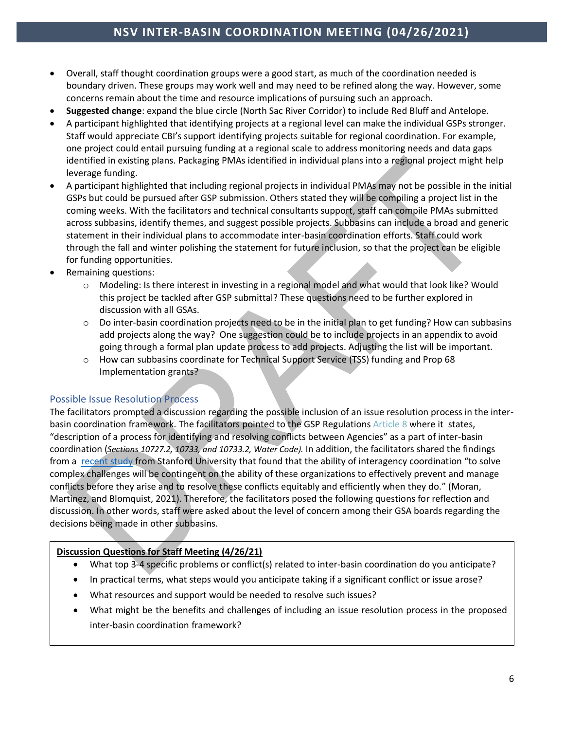- Overall, staff thought coordination groups were a good start, as much of the coordination needed is boundary driven. These groups may work well and may need to be refined along the way. However, some concerns remain about the time and resource implications of pursuing such an approach.
- **Suggested change**: expand the blue circle (North Sac River Corridor) to include Red Bluff and Antelope.
- A participant highlighted that identifying projects at a regional level can make the individual GSPs stronger. Staff would appreciate CBI's support identifying projects suitable for regional coordination. For example, one project could entail pursuing funding at a regional scale to address monitoring needs and data gaps identified in existing plans. Packaging PMAs identified in individual plans into a regional project might help leverage funding.
- A participant highlighted that including regional projects in individual PMAs may not be possible in the initial GSPs but could be pursued after GSP submission. Others stated they will be compiling a project list in the coming weeks. With the facilitators and technical consultants support, staff can compile PMAs submitted across subbasins, identify themes, and suggest possible projects. Subbasins can include a broad and generic statement in their individual plans to accommodate inter-basin coordination efforts. Staff could work through the fall and winter polishing the statement for future inclusion, so that the project can be eligible for funding opportunities.
- Remaining questions:
  - Modeling: Is there interest in investing in a regional model and what would that look like? Would this project be tackled after GSP submittal? These questions need to be further explored in discussion with all GSAs.
  - Do inter-basin coordination projects need to be in the initial plan to get funding? How can subbasins add projects along the way? One suggestion could be to include projects in an appendix to avoid going through a formal plan update process to add projects. Adjusting the list will be important.
  - How can subbasins coordinate for Technical Support Service (TSS) funding and Prop 68 Implementation grants?

## Possible Issue Resolution Process

The facilitators prompted a discussion regarding the possible inclusion of an issue resolution process in the inter-basin coordination framework. The facilitators pointed to the GSP Regulations Article 8 where it states, "description of a process for identifying and resolving conflicts between Agencies" as a part of inter-basin coordination (*Sections 10727.2, 10733, and 10733.2, Water Code).* In addition, the facilitators shared the findings from a recent study from Stanford University that found that the ability of interagency coordination "to solve complex challenges will be contingent on the ability of these organizations to effectively prevent and manage conflicts before they arise and to resolve these conflicts equitably and efficiently when they do." (Moran, Martinez, and Blomquist, 2021). Therefore, the facilitators posed the following questions for reflection and discussion. In other words, staff were asked about the level of concern among their GSA boards regarding the decisions being made in other subbasins.

**Discussion Questions for Staff Meeting (4/26/21)**

- What top 3-4 specific problems or conflict(s) related to inter-basin coordination do you anticipate?
- In practical terms, what steps would you anticipate taking if a significant conflict or issue arose?
- What resources and support would be needed to resolve such issues?
- What might be the benefits and challenges of including an issue resolution process in the proposed inter-basin coordination framework?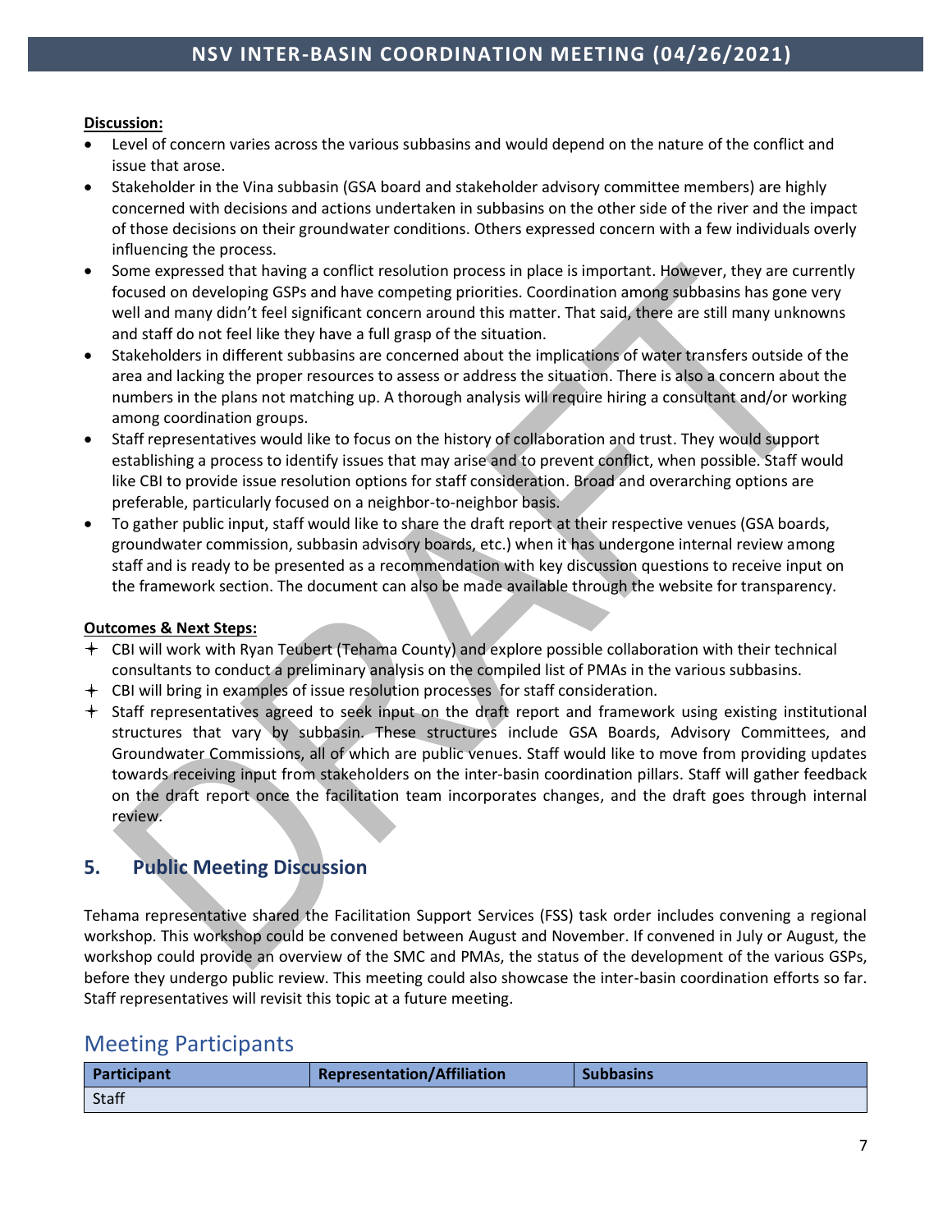**Discussion:**

- Level of concern varies across the various subbasins and would depend on the nature of the conflict and issue that arose.
- Stakeholder in the Vina subbasin (GSA board and stakeholder advisory committee members) are highly concerned with decisions and actions undertaken in subbasins on the other side of the river and the impact of those decisions on their groundwater conditions. Others expressed concern with a few individuals overly influencing the process.
- Some expressed that having a conflict resolution process in place is important. However, they are currently focused on developing GSPs and have competing priorities. Coordination among subbasins has gone very well and many didn't feel significant concern around this matter. That said, there are still many unknowns and staff do not feel like they have a full grasp of the situation.
- Stakeholders in different subbasins are concerned about the implications of water transfers outside of the area and lacking the proper resources to assess or address the situation. There is also a concern about the numbers in the plans not matching up. A thorough analysis will require hiring a consultant and/or working among coordination groups.
- Staff representatives would like to focus on the history of collaboration and trust. They would support establishing a process to identify issues that may arise and to prevent conflict, when possible. Staff would like CBI to provide issue resolution options for staff consideration. Broad and overarching options are preferable, particularly focused on a neighbor-to-neighbor basis.
- To gather public input, staff would like to share the draft report at their respective venues (GSA boards, groundwater commission, subbasin advisory boards, etc.) when it has undergone internal review among staff and is ready to be presented as a recommendation with key discussion questions to receive input on the framework section. The document can also be made available through the website for transparency.

**Outcomes & Next Steps:**

- CBI will work with Ryan Teubert (Tehama County) and explore possible collaboration with their technical consultants to conduct a preliminary analysis on the compiled list of PMAs in the various subbasins.
- CBI will bring in examples of issue resolution processes for staff consideration.
- Staff representatives agreed to seek input on the draft report and framework using existing institutional structures that vary by subbasin. These structures include GSA Boards, Advisory Committees, and Groundwater Commissions, all of which are public venues. Staff would like to move from providing updates towards receiving input from stakeholders on the inter-basin coordination pillars. Staff will gather feedback on the draft report once the facilitation team incorporates changes, and the draft goes through internal review.

## 5. Public Meeting Discussion

Tehama representative shared the Facilitation Support Services (FSS) task order includes convening a regional workshop. This workshop could be convened between August and November. If convened in July or August, the workshop could provide an overview of the SMC and PMAs, the status of the development of the various GSPs, before they undergo public review. This meeting could also showcase the inter-basin coordination efforts so far. Staff representatives will revisit this topic at a future meeting.

# Meeting Participants

| Participant | Representation/Affiliation | Subbasins |
|---|---|---|
| Staff | | |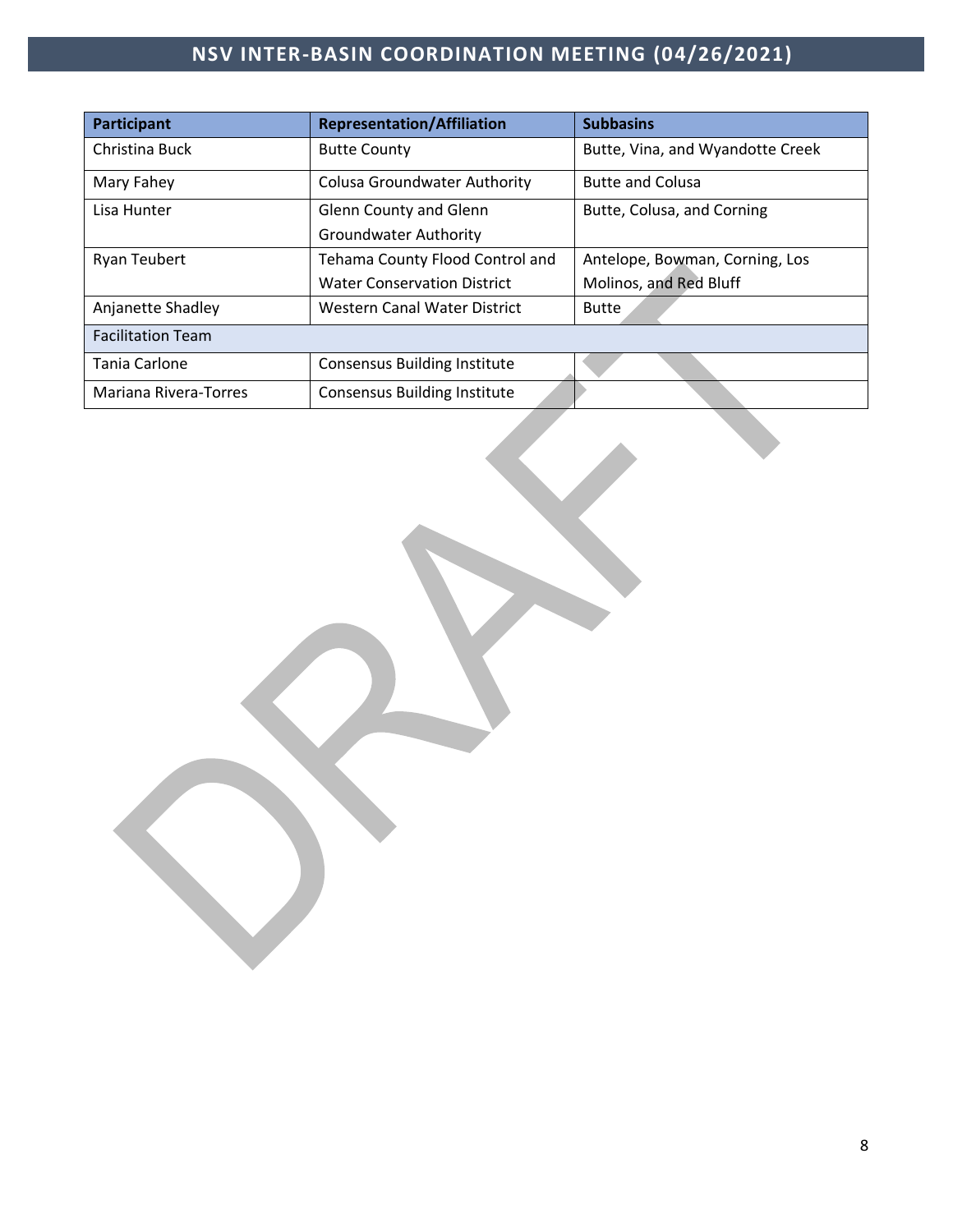| Participant | Representation/Affiliation | Subbasins |
| --- | --- | --- |
| Christina Buck | Butte County | Butte, Vina, and Wyandotte Creek |
| Mary Fahey | Colusa Groundwater Authority | Butte and Colusa |
| Lisa Hunter | Glenn County and Glenn Groundwater Authority | Butte, Colusa, and Corning |
| Ryan Teubert | Tehama County Flood Control and Water Conservation District | Antelope, Bowman, Corning, Los Molinos, and Red Bluff |
| Anjanette Shadley | Western Canal Water District | Butte |
| Facilitation Team | | |
| Tania Carlone | Consensus Building Institute | |
| Mariana Rivera-Torres | Consensus Building Institute | |

DRAFT